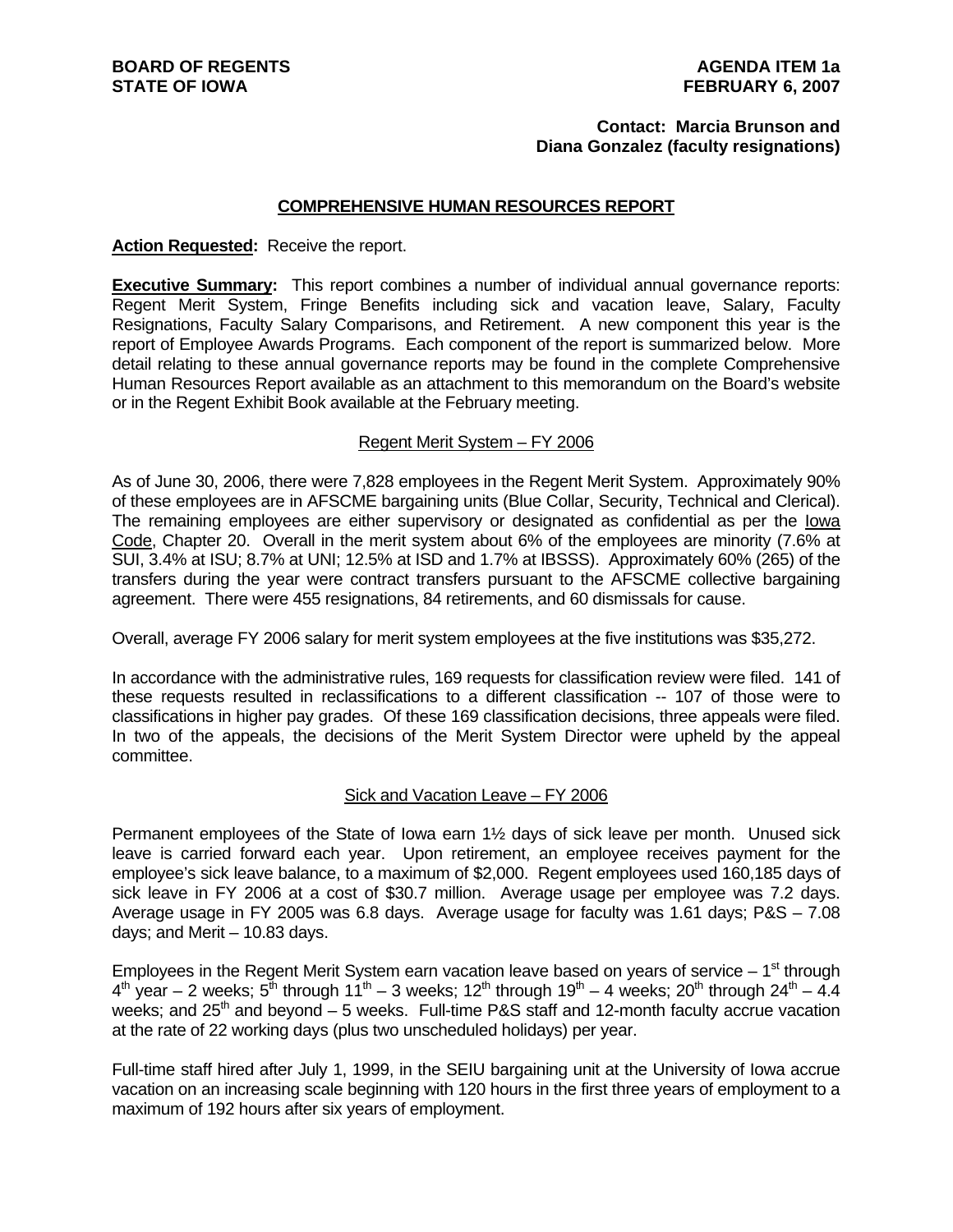**BOARD OF REGENTS**
**STATE OF IOWA**

**AGENDA ITEM 1a**
**FEBRUARY 6, 2007**

**Contact: Marcia Brunson and Diana Gonzalez (faculty resignations)**

## COMPREHENSIVE HUMAN RESOURCES REPORT

**Action Requested:** Receive the report.

**Executive Summary:** This report combines a number of individual annual governance reports: Regent Merit System, Fringe Benefits including sick and vacation leave, Salary, Faculty Resignations, Faculty Salary Comparisons, and Retirement. A new component this year is the report of Employee Awards Programs. Each component of the report is summarized below. More detail relating to these annual governance reports may be found in the complete Comprehensive Human Resources Report available as an attachment to this memorandum on the Board's website or in the Regent Exhibit Book available at the February meeting.

### Regent Merit System – FY 2006

As of June 30, 2006, there were 7,828 employees in the Regent Merit System. Approximately 90% of these employees are in AFSCME bargaining units (Blue Collar, Security, Technical and Clerical). The remaining employees are either supervisory or designated as confidential as per the Iowa Code, Chapter 20. Overall in the merit system about 6% of the employees are minority (7.6% at SUI, 3.4% at ISU; 8.7% at UNI; 12.5% at ISD and 1.7% at IBSSS). Approximately 60% (265) of the transfers during the year were contract transfers pursuant to the AFSCME collective bargaining agreement. There were 455 resignations, 84 retirements, and 60 dismissals for cause.

Overall, average FY 2006 salary for merit system employees at the five institutions was $35,272.

In accordance with the administrative rules, 169 requests for classification review were filed. 141 of these requests resulted in reclassifications to a different classification -- 107 of those were to classifications in higher pay grades. Of these 169 classification decisions, three appeals were filed. In two of the appeals, the decisions of the Merit System Director were upheld by the appeal committee.

### Sick and Vacation Leave – FY 2006

Permanent employees of the State of Iowa earn 1½ days of sick leave per month. Unused sick leave is carried forward each year. Upon retirement, an employee receives payment for the employee's sick leave balance, to a maximum of $2,000. Regent employees used 160,185 days of sick leave in FY 2006 at a cost of $30.7 million. Average usage per employee was 7.2 days. Average usage in FY 2005 was 6.8 days. Average usage for faculty was 1.61 days; P&S – 7.08 days; and Merit – 10.83 days.

Employees in the Regent Merit System earn vacation leave based on years of service – 1st through 4th year – 2 weeks; 5th through 11th – 3 weeks; 12th through 19th – 4 weeks; 20th through 24th – 4.4 weeks; and 25th and beyond – 5 weeks. Full-time P&S staff and 12-month faculty accrue vacation at the rate of 22 working days (plus two unscheduled holidays) per year.

Full-time staff hired after July 1, 1999, in the SEIU bargaining unit at the University of Iowa accrue vacation on an increasing scale beginning with 120 hours in the first three years of employment to a maximum of 192 hours after six years of employment.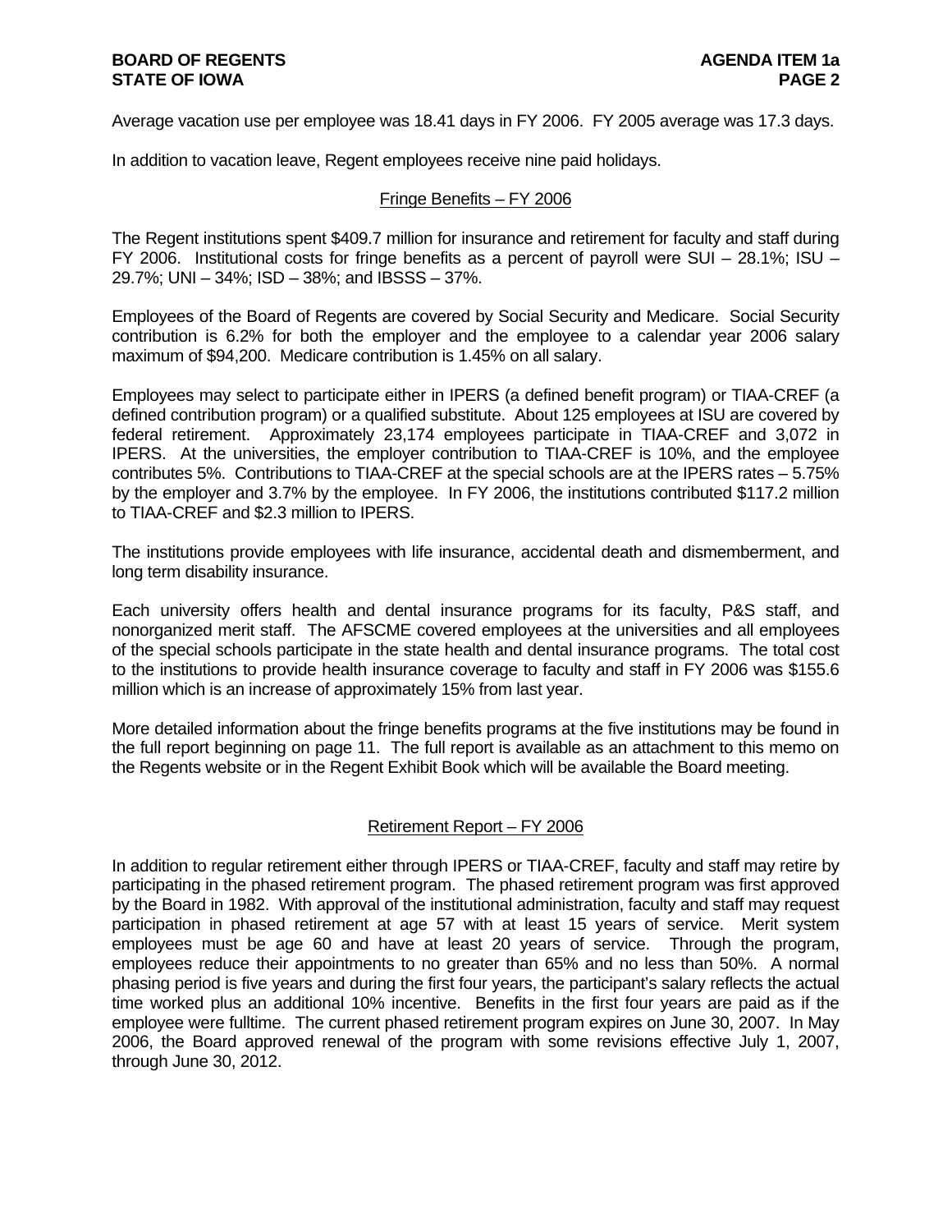Average vacation use per employee was 18.41 days in FY 2006. FY 2005 average was 17.3 days.

In addition to vacation leave, Regent employees receive nine paid holidays.

## Fringe Benefits – FY 2006

The Regent institutions spent $409.7 million for insurance and retirement for faculty and staff during FY 2006. Institutional costs for fringe benefits as a percent of payroll were SUI – 28.1%; ISU – 29.7%; UNI – 34%; ISD – 38%; and IBSSS – 37%.

Employees of the Board of Regents are covered by Social Security and Medicare. Social Security contribution is 6.2% for both the employer and the employee to a calendar year 2006 salary maximum of $94,200. Medicare contribution is 1.45% on all salary.

Employees may select to participate either in IPERS (a defined benefit program) or TIAA-CREF (a defined contribution program) or a qualified substitute. About 125 employees at ISU are covered by federal retirement. Approximately 23,174 employees participate in TIAA-CREF and 3,072 in IPERS. At the universities, the employer contribution to TIAA-CREF is 10%, and the employee contributes 5%. Contributions to TIAA-CREF at the special schools are at the IPERS rates – 5.75% by the employer and 3.7% by the employee. In FY 2006, the institutions contributed $117.2 million to TIAA-CREF and $2.3 million to IPERS.

The institutions provide employees with life insurance, accidental death and dismemberment, and long term disability insurance.

Each university offers health and dental insurance programs for its faculty, P&S staff, and nonorganized merit staff. The AFSCME covered employees at the universities and all employees of the special schools participate in the state health and dental insurance programs. The total cost to the institutions to provide health insurance coverage to faculty and staff in FY 2006 was $155.6 million which is an increase of approximately 15% from last year.

More detailed information about the fringe benefits programs at the five institutions may be found in the full report beginning on page 11. The full report is available as an attachment to this memo on the Regents website or in the Regent Exhibit Book which will be available the Board meeting.

## Retirement Report – FY 2006

In addition to regular retirement either through IPERS or TIAA-CREF, faculty and staff may retire by participating in the phased retirement program. The phased retirement program was first approved by the Board in 1982. With approval of the institutional administration, faculty and staff may request participation in phased retirement at age 57 with at least 15 years of service. Merit system employees must be age 60 and have at least 20 years of service. Through the program, employees reduce their appointments to no greater than 65% and no less than 50%. A normal phasing period is five years and during the first four years, the participant's salary reflects the actual time worked plus an additional 10% incentive. Benefits in the first four years are paid as if the employee were fulltime. The current phased retirement program expires on June 30, 2007. In May 2006, the Board approved renewal of the program with some revisions effective July 1, 2007, through June 30, 2012.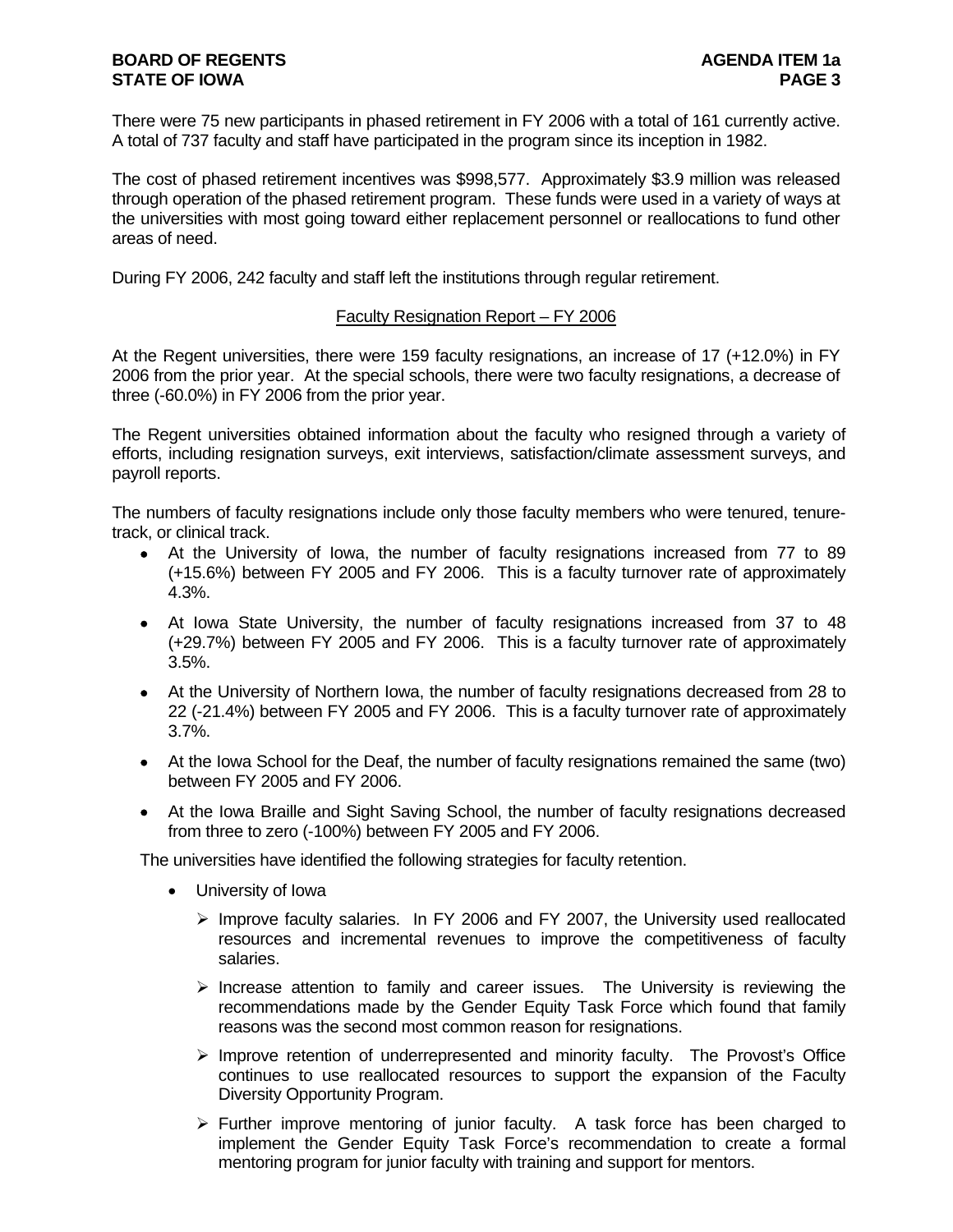There were 75 new participants in phased retirement in FY 2006 with a total of 161 currently active. A total of 737 faculty and staff have participated in the program since its inception in 1982.

The cost of phased retirement incentives was $998,577. Approximately $3.9 million was released through operation of the phased retirement program. These funds were used in a variety of ways at the universities with most going toward either replacement personnel or reallocations to fund other areas of need.

During FY 2006, 242 faculty and staff left the institutions through regular retirement.

## Faculty Resignation Report – FY 2006

At the Regent universities, there were 159 faculty resignations, an increase of 17 (+12.0%) in FY 2006 from the prior year. At the special schools, there were two faculty resignations, a decrease of three (-60.0%) in FY 2006 from the prior year.

The Regent universities obtained information about the faculty who resigned through a variety of efforts, including resignation surveys, exit interviews, satisfaction/climate assessment surveys, and payroll reports.

The numbers of faculty resignations include only those faculty members who were tenured, tenure-track, or clinical track.

- At the University of Iowa, the number of faculty resignations increased from 77 to 89 (+15.6%) between FY 2005 and FY 2006. This is a faculty turnover rate of approximately 4.3%.
- At Iowa State University, the number of faculty resignations increased from 37 to 48 (+29.7%) between FY 2005 and FY 2006. This is a faculty turnover rate of approximately 3.5%.
- At the University of Northern Iowa, the number of faculty resignations decreased from 28 to 22 (-21.4%) between FY 2005 and FY 2006. This is a faculty turnover rate of approximately 3.7%.
- At the Iowa School for the Deaf, the number of faculty resignations remained the same (two) between FY 2005 and FY 2006.
- At the Iowa Braille and Sight Saving School, the number of faculty resignations decreased from three to zero (-100%) between FY 2005 and FY 2006.

The universities have identified the following strategies for faculty retention.

- University of Iowa
  - Improve faculty salaries. In FY 2006 and FY 2007, the University used reallocated resources and incremental revenues to improve the competitiveness of faculty salaries.
  - Increase attention to family and career issues. The University is reviewing the recommendations made by the Gender Equity Task Force which found that family reasons was the second most common reason for resignations.
  - Improve retention of underrepresented and minority faculty. The Provost's Office continues to use reallocated resources to support the expansion of the Faculty Diversity Opportunity Program.
  - Further improve mentoring of junior faculty. A task force has been charged to implement the Gender Equity Task Force's recommendation to create a formal mentoring program for junior faculty with training and support for mentors.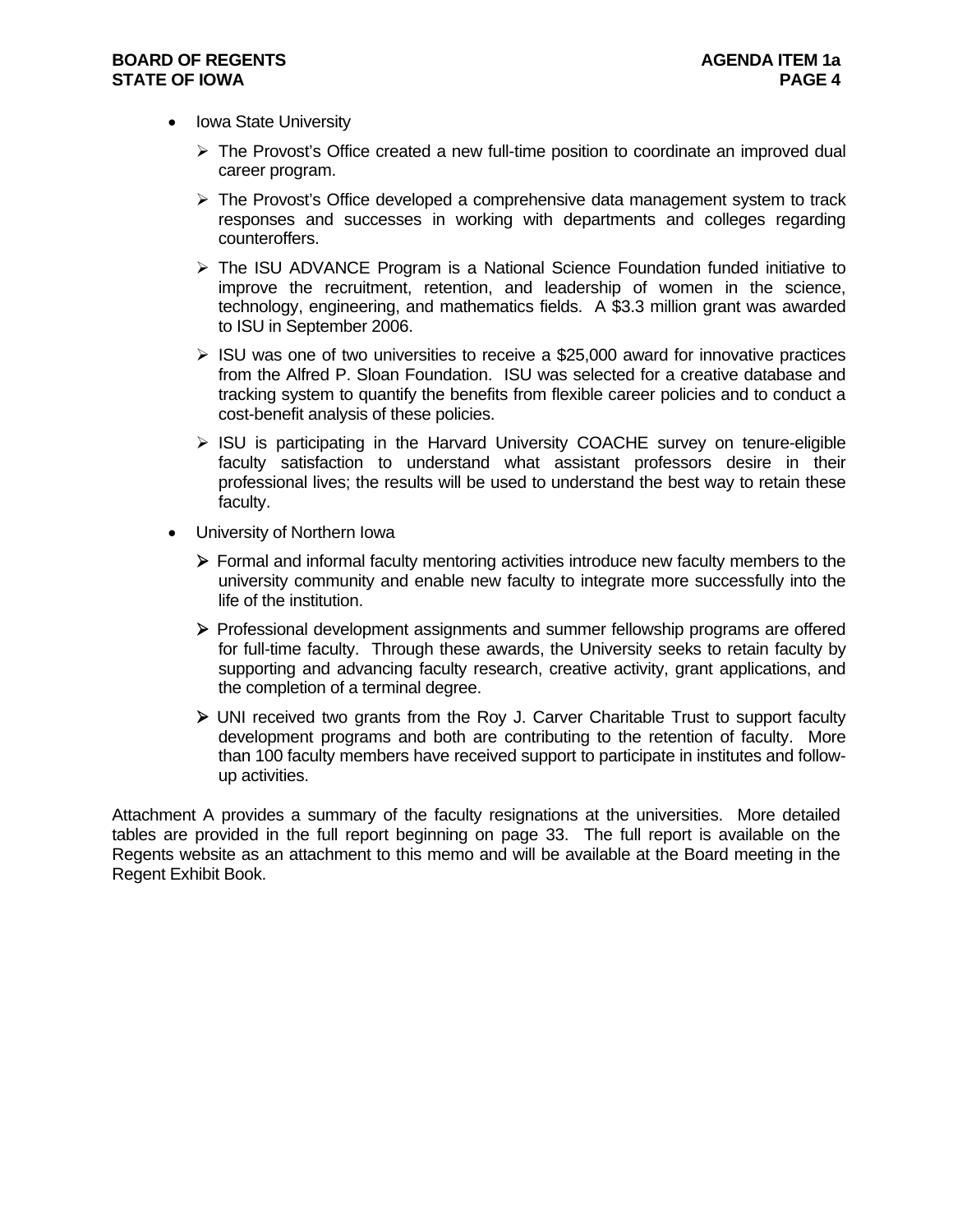- Iowa State University
  - The Provost's Office created a new full-time position to coordinate an improved dual career program.
  - The Provost's Office developed a comprehensive data management system to track responses and successes in working with departments and colleges regarding counteroffers.
  - The ISU ADVANCE Program is a National Science Foundation funded initiative to improve the recruitment, retention, and leadership of women in the science, technology, engineering, and mathematics fields. A $3.3 million grant was awarded to ISU in September 2006.
  - ISU was one of two universities to receive a $25,000 award for innovative practices from the Alfred P. Sloan Foundation. ISU was selected for a creative database and tracking system to quantify the benefits from flexible career policies and to conduct a cost-benefit analysis of these policies.
  - ISU is participating in the Harvard University COACHE survey on tenure-eligible faculty satisfaction to understand what assistant professors desire in their professional lives; the results will be used to understand the best way to retain these faculty.
- University of Northern Iowa
  - Formal and informal faculty mentoring activities introduce new faculty members to the university community and enable new faculty to integrate more successfully into the life of the institution.
  - Professional development assignments and summer fellowship programs are offered for full-time faculty. Through these awards, the University seeks to retain faculty by supporting and advancing faculty research, creative activity, grant applications, and the completion of a terminal degree.
  - UNI received two grants from the Roy J. Carver Charitable Trust to support faculty development programs and both are contributing to the retention of faculty. More than 100 faculty members have received support to participate in institutes and follow-up activities.

Attachment A provides a summary of the faculty resignations at the universities. More detailed tables are provided in the full report beginning on page 33. The full report is available on the Regents website as an attachment to this memo and will be available at the Board meeting in the Regent Exhibit Book.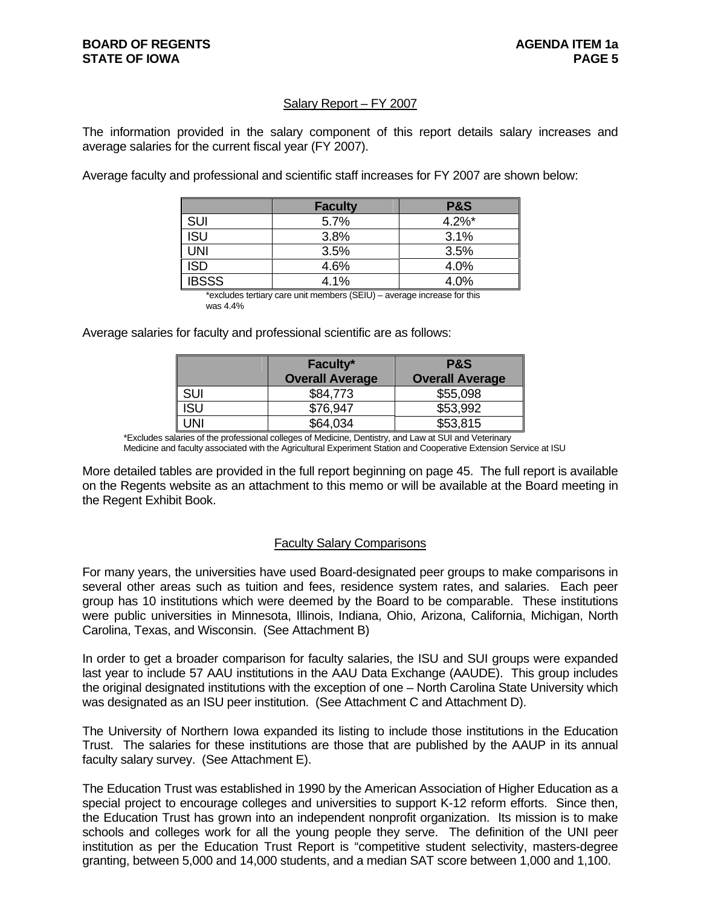## Salary Report – FY 2007

The information provided in the salary component of this report details salary increases and average salaries for the current fiscal year (FY 2007).

Average faculty and professional and scientific staff increases for FY 2007 are shown below:

| | Faculty | P&S |
|---|---|---|
| SUI | 5.7% | 4.2%* |
| ISU | 3.8% | 3.1% |
| UNI | 3.5% | 3.5% |
| ISD | 4.6% | 4.0% |
| IBSSS | 4.1% | 4.0% |

*excludes tertiary care unit members (SEIU) – average increase for this was 4.4%

Average salaries for faculty and professional scientific are as follows:

| | Faculty* Overall Average | P&S Overall Average |
|---|---|---|
| SUI | $84,773 | $55,098 |
| ISU | $76,947 | $53,992 |
| UNI | $64,034 | $53,815 |

*Excludes salaries of the professional colleges of Medicine, Dentistry, and Law at SUI and Veterinary Medicine and faculty associated with the Agricultural Experiment Station and Cooperative Extension Service at ISU

More detailed tables are provided in the full report beginning on page 45. The full report is available on the Regents website as an attachment to this memo or will be available at the Board meeting in the Regent Exhibit Book.

## Faculty Salary Comparisons

For many years, the universities have used Board-designated peer groups to make comparisons in several other areas such as tuition and fees, residence system rates, and salaries. Each peer group has 10 institutions which were deemed by the Board to be comparable. These institutions were public universities in Minnesota, Illinois, Indiana, Ohio, Arizona, California, Michigan, North Carolina, Texas, and Wisconsin. (See Attachment B)

In order to get a broader comparison for faculty salaries, the ISU and SUI groups were expanded last year to include 57 AAU institutions in the AAU Data Exchange (AAUDE). This group includes the original designated institutions with the exception of one – North Carolina State University which was designated as an ISU peer institution. (See Attachment C and Attachment D).

The University of Northern Iowa expanded its listing to include those institutions in the Education Trust. The salaries for these institutions are those that are published by the AAUP in its annual faculty salary survey. (See Attachment E).

The Education Trust was established in 1990 by the American Association of Higher Education as a special project to encourage colleges and universities to support K-12 reform efforts. Since then, the Education Trust has grown into an independent nonprofit organization. Its mission is to make schools and colleges work for all the young people they serve. The definition of the UNI peer institution as per the Education Trust Report is "competitive student selectivity, masters-degree granting, between 5,000 and 14,000 students, and a median SAT score between 1,000 and 1,100.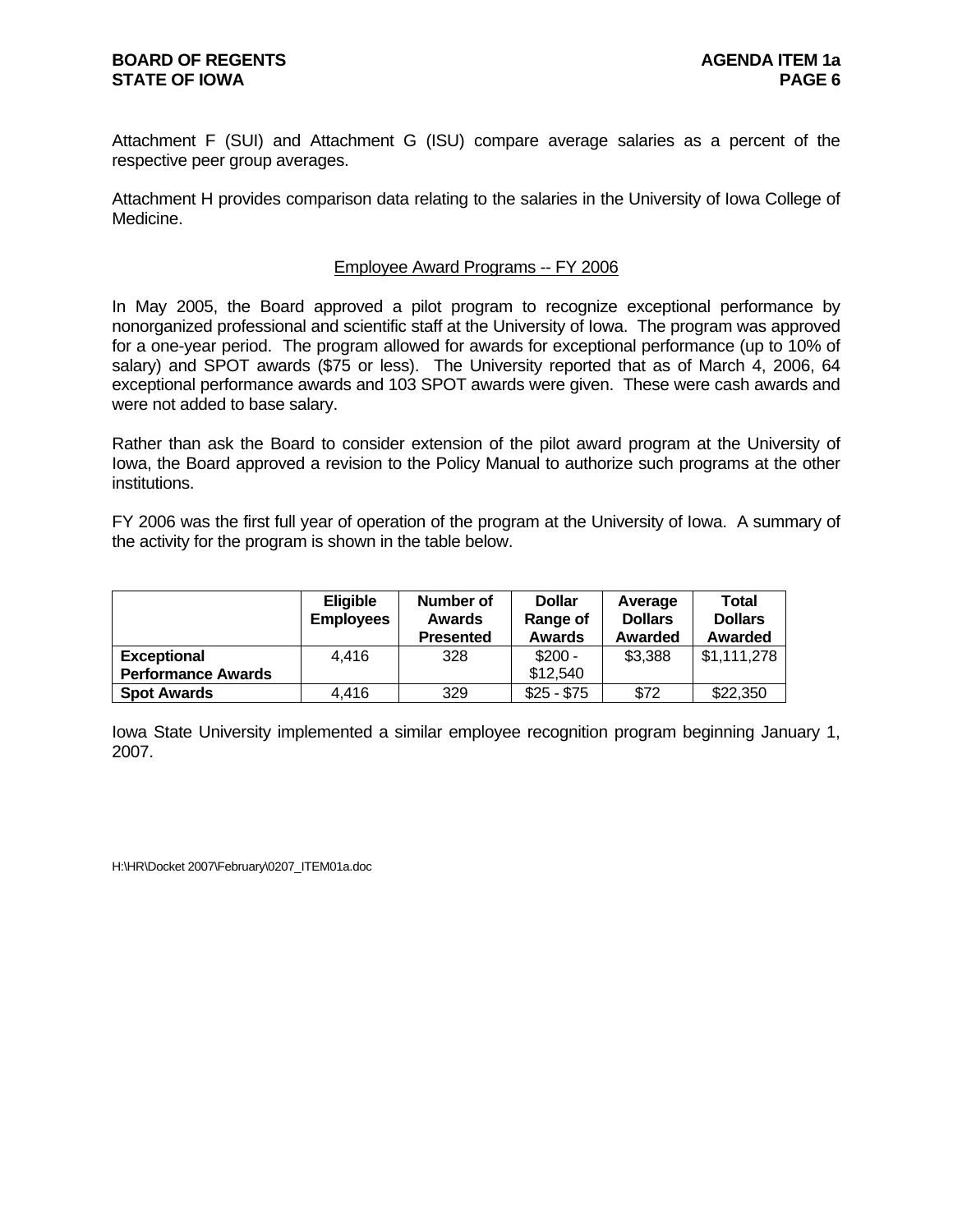Attachment F (SUI) and Attachment G (ISU) compare average salaries as a percent of the respective peer group averages.

Attachment H provides comparison data relating to the salaries in the University of Iowa College of Medicine.

## Employee Award Programs -- FY 2006

In May 2005, the Board approved a pilot program to recognize exceptional performance by nonorganized professional and scientific staff at the University of Iowa. The program was approved for a one-year period. The program allowed for awards for exceptional performance (up to 10% of salary) and SPOT awards ($75 or less). The University reported that as of March 4, 2006, 64 exceptional performance awards and 103 SPOT awards were given. These were cash awards and were not added to base salary.

Rather than ask the Board to consider extension of the pilot award program at the University of Iowa, the Board approved a revision to the Policy Manual to authorize such programs at the other institutions.

FY 2006 was the first full year of operation of the program at the University of Iowa. A summary of the activity for the program is shown in the table below.

| | Eligible Employees | Number of Awards Presented | Dollar Range of Awards | Average Dollars Awarded | Total Dollars Awarded |
|---|---|---|---|---|---|
| **Exceptional Performance Awards** | 4,416 | 328 | $200 - $12,540 | $3,388 | $1,111,278 |
| **Spot Awards** | 4,416 | 329 | $25 - $75 | $72 | $22,350 |

Iowa State University implemented a similar employee recognition program beginning January 1, 2007.

H:\HR\Docket 2007\February\0207_ITEM01a.doc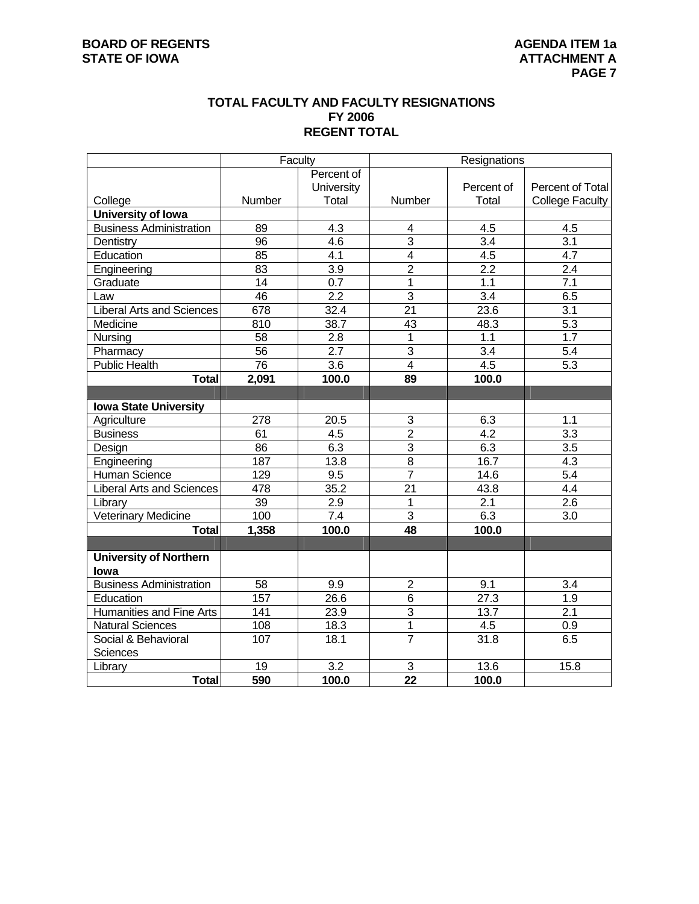# TOTAL FACULTY AND FACULTY RESIGNATIONS
## FY 2006
## REGENT TOTAL

| | Faculty | | Resignations | | |
|---|---|---|---|---|---|
| College | Number | Percent of University Total | Number | Percent of Total | Percent of Total College Faculty |
| **University of Iowa** | | | | | |
| Business Administration | 89 | 4.3 | 4 | 4.5 | 4.5 |
| Dentistry | 96 | 4.6 | 3 | 3.4 | 3.1 |
| Education | 85 | 4.1 | 4 | 4.5 | 4.7 |
| Engineering | 83 | 3.9 | 2 | 2.2 | 2.4 |
| Graduate | 14 | 0.7 | 1 | 1.1 | 7.1 |
| Law | 46 | 2.2 | 3 | 3.4 | 6.5 |
| Liberal Arts and Sciences | 678 | 32.4 | 21 | 23.6 | 3.1 |
| Medicine | 810 | 38.7 | 43 | 48.3 | 5.3 |
| Nursing | 58 | 2.8 | 1 | 1.1 | 1.7 |
| Pharmacy | 56 | 2.7 | 3 | 3.4 | 5.4 |
| Public Health | 76 | 3.6 | 4 | 4.5 | 5.3 |
| **Total** | **2,091** | **100.0** | **89** | **100.0** | |
| | | | | | |
| **Iowa State University** | | | | | |
| Agriculture | 278 | 20.5 | 3 | 6.3 | 1.1 |
| Business | 61 | 4.5 | 2 | 4.2 | 3.3 |
| Design | 86 | 6.3 | 3 | 6.3 | 3.5 |
| Engineering | 187 | 13.8 | 8 | 16.7 | 4.3 |
| Human Science | 129 | 9.5 | 7 | 14.6 | 5.4 |
| Liberal Arts and Sciences | 478 | 35.2 | 21 | 43.8 | 4.4 |
| Library | 39 | 2.9 | 1 | 2.1 | 2.6 |
| Veterinary Medicine | 100 | 7.4 | 3 | 6.3 | 3.0 |
| **Total** | **1,358** | **100.0** | **48** | **100.0** | |
| | | | | | |
| **University of Northern Iowa** | | | | | |
| Business Administration | 58 | 9.9 | 2 | 9.1 | 3.4 |
| Education | 157 | 26.6 | 6 | 27.3 | 1.9 |
| Humanities and Fine Arts | 141 | 23.9 | 3 | 13.7 | 2.1 |
| Natural Sciences | 108 | 18.3 | 1 | 4.5 | 0.9 |
| Social & Behavioral Sciences | 107 | 18.1 | 7 | 31.8 | 6.5 |
| Library | 19 | 3.2 | 3 | 13.6 | 15.8 |
| **Total** | **590** | **100.0** | **22** | **100.0** | |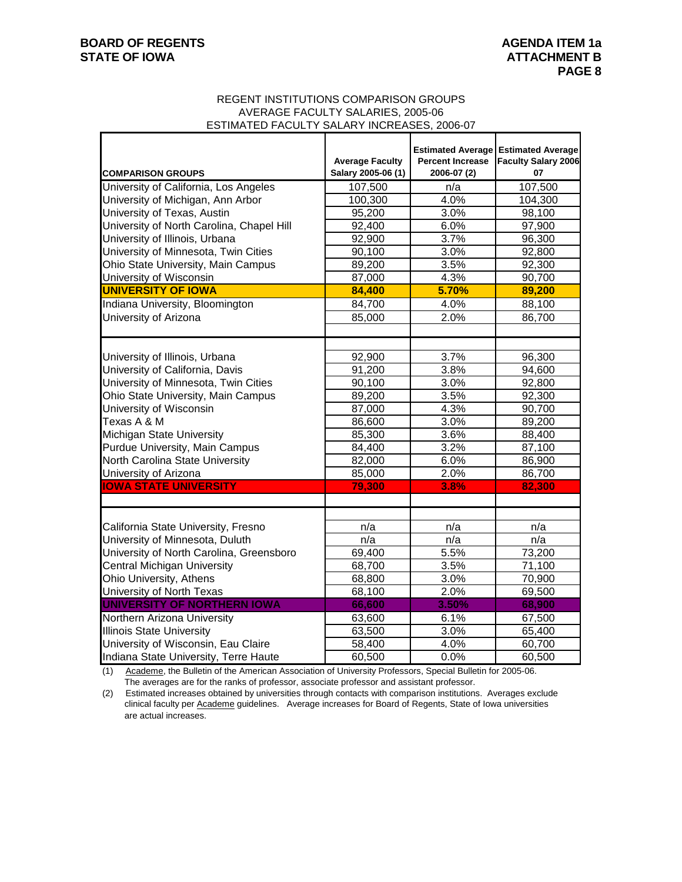BOARD OF REGENTS
STATE OF IOWA

AGENDA ITEM 1a
ATTACHMENT B

REGENT INSTITUTIONS COMPARISON GROUPS
AVERAGE FACULTY SALARIES, 2005-06
ESTIMATED FACULTY SALARY INCREASES, 2006-07

| COMPARISON GROUPS | Average Faculty Salary 2005-06 (1) | Estimated Average Percent Increase 2006-07 (2) | Estimated Average Faculty Salary 2006 07 |
|---|---|---|---|
| University of California, Los Angeles | 107,500 | n/a | 107,500 |
| University of Michigan, Ann Arbor | 100,300 | 4.0% | 104,300 |
| University of Texas, Austin | 95,200 | 3.0% | 98,100 |
| University of North Carolina, Chapel Hill | 92,400 | 6.0% | 97,900 |
| University of Illinois, Urbana | 92,900 | 3.7% | 96,300 |
| University of Minnesota, Twin Cities | 90,100 | 3.0% | 92,800 |
| Ohio State University, Main Campus | 89,200 | 3.5% | 92,300 |
| University of Wisconsin | 87,000 | 4.3% | 90,700 |
| **UNIVERSITY OF IOWA** | **84,400** | **5.70%** | **89,200** |
| Indiana University, Bloomington | 84,700 | 4.0% | 88,100 |
| University of Arizona | 85,000 | 2.0% | 86,700 |
| | | | |
| | | | |
| University of Illinois, Urbana | 92,900 | 3.7% | 96,300 |
| University of California, Davis | 91,200 | 3.8% | 94,600 |
| University of Minnesota, Twin Cities | 90,100 | 3.0% | 92,800 |
| Ohio State University, Main Campus | 89,200 | 3.5% | 92,300 |
| University of Wisconsin | 87,000 | 4.3% | 90,700 |
| Texas A & M | 86,600 | 3.0% | 89,200 |
| Michigan State University | 85,300 | 3.6% | 88,400 |
| Purdue University, Main Campus | 84,400 | 3.2% | 87,100 |
| North Carolina State University | 82,000 | 6.0% | 86,900 |
| University of Arizona | 85,000 | 2.0% | 86,700 |
| **IOWA STATE UNIVERSITY** | **79,300** | **3.8%** | **82,300** |
| | | | |
| | | | |
| California State University, Fresno | n/a | n/a | n/a |
| University of Minnesota, Duluth | n/a | n/a | n/a |
| University of North Carolina, Greensboro | 69,400 | 5.5% | 73,200 |
| Central Michigan University | 68,700 | 3.5% | 71,100 |
| Ohio University, Athens | 68,800 | 3.0% | 70,900 |
| University of North Texas | 68,100 | 2.0% | 69,500 |
| **UNIVERSITY OF NORTHERN IOWA** | **66,600** | **3.50%** | **68,900** |
| Northern Arizona University | 63,600 | 6.1% | 67,500 |
| Illinois State University | 63,500 | 3.0% | 65,400 |
| University of Wisconsin, Eau Claire | 58,400 | 4.0% | 60,700 |
| Indiana State University, Terre Haute | 60,500 | 0.0% | 60,500 |

(1) Academe, the Bulletin of the American Association of University Professors, Special Bulletin for 2005-06. The averages are for the ranks of professor, associate professor and assistant professor.

(2) Estimated increases obtained by universities through contacts with comparison institutions. Averages exclude clinical faculty per Academe guidelines. Average increases for Board of Regents, State of Iowa universities are actual increases.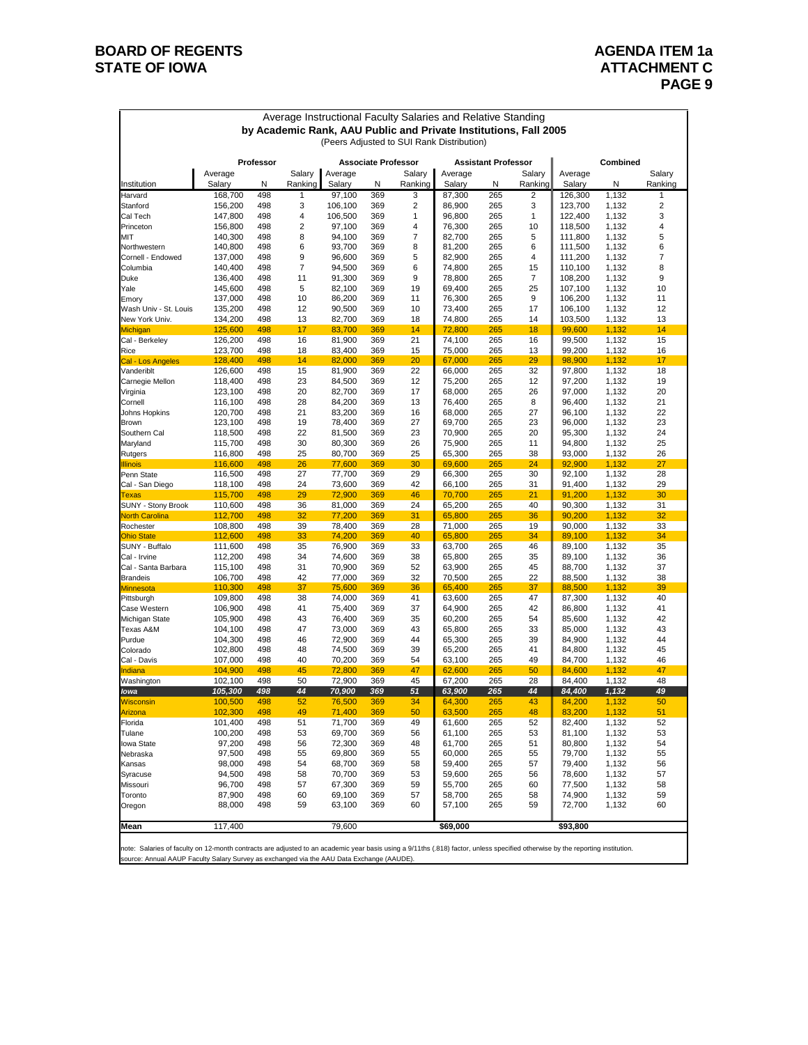# BOARD OF REGENTS
# STATE OF IOWA

**AGENDA ITEM 1a**
**ATTACHMENT C**

## Average Instructional Faculty Salaries and Relative Standing
### by Academic Rank, AAU Public and Private Institutions, Fall 2005
(Peers Adjusted to SUI Rank Distribution)

| | Professor | | | Associate Professor | | | Assistant Professor | | | Combined | | |
|---|---|---|---|---|---|---|---|---|---|---|---|---|
| Institution | Average Salary | N | Salary Ranking | Average Salary | N | Salary Ranking | Average Salary | N | Salary Ranking | Average Salary | N | Salary Ranking |
| Harvard | 168,700 | 498 | 1 | 97,100 | 369 | 3 | 87,300 | 265 | 2 | 126,300 | 1,132 | 1 |
| Stanford | 156,200 | 498 | 3 | 106,100 | 369 | 2 | 86,900 | 265 | 3 | 123,700 | 1,132 | 2 |
| Cal Tech | 147,800 | 498 | 4 | 106,500 | 369 | 1 | 96,800 | 265 | 1 | 122,400 | 1,132 | 3 |
| Princeton | 156,800 | 498 | 2 | 97,100 | 369 | 4 | 76,300 | 265 | 10 | 118,500 | 1,132 | 4 |
| MIT | 140,300 | 498 | 8 | 94,100 | 369 | 7 | 82,700 | 265 | 5 | 111,800 | 1,132 | 5 |
| Northwestern | 140,800 | 498 | 6 | 93,700 | 369 | 8 | 81,200 | 265 | 6 | 111,500 | 1,132 | 6 |
| Cornell - Endowed | 137,000 | 498 | 9 | 96,600 | 369 | 5 | 82,900 | 265 | 4 | 111,200 | 1,132 | 7 |
| Columbia | 140,400 | 498 | 7 | 94,500 | 369 | 6 | 74,800 | 265 | 15 | 110,100 | 1,132 | 8 |
| Duke | 136,400 | 498 | 11 | 91,300 | 369 | 9 | 78,800 | 265 | 7 | 108,200 | 1,132 | 9 |
| Yale | 145,600 | 498 | 5 | 82,100 | 369 | 19 | 69,400 | 265 | 25 | 107,100 | 1,132 | 10 |
| Emory | 137,000 | 498 | 10 | 86,200 | 369 | 11 | 76,300 | 265 | 9 | 106,200 | 1,132 | 11 |
| Wash Univ - St. Louis | 135,200 | 498 | 12 | 90,500 | 369 | 10 | 73,400 | 265 | 17 | 106,100 | 1,132 | 12 |
| New York Univ. | 134,200 | 498 | 13 | 82,700 | 369 | 18 | 74,800 | 265 | 14 | 103,500 | 1,132 | 13 |
| Michigan | 125,600 | 498 | 17 | 83,700 | 369 | 14 | 72,800 | 265 | 18 | 99,600 | 1,132 | 14 |
| Cal - Berkeley | 126,200 | 498 | 16 | 81,900 | 369 | 21 | 74,100 | 265 | 16 | 99,500 | 1,132 | 15 |
| Rice | 123,700 | 498 | 18 | 83,400 | 369 | 15 | 75,000 | 265 | 13 | 99,200 | 1,132 | 16 |
| Cal - Los Angeles | 128,400 | 498 | 14 | 82,000 | 369 | 20 | 67,000 | 265 | 29 | 98,900 | 1,132 | 17 |
| Vanderiblt | 126,600 | 498 | 15 | 81,900 | 369 | 22 | 66,000 | 265 | 32 | 97,800 | 1,132 | 18 |
| Carnegie Mellon | 118,400 | 498 | 23 | 84,500 | 369 | 12 | 75,200 | 265 | 12 | 97,200 | 1,132 | 19 |
| Virginia | 123,100 | 498 | 20 | 82,700 | 369 | 17 | 68,000 | 265 | 26 | 97,000 | 1,132 | 20 |
| Cornell | 116,100 | 498 | 28 | 84,200 | 369 | 13 | 76,400 | 265 | 8 | 96,400 | 1,132 | 21 |
| Johns Hopkins | 120,700 | 498 | 21 | 83,200 | 369 | 16 | 68,000 | 265 | 27 | 96,100 | 1,132 | 22 |
| Brown | 123,100 | 498 | 19 | 78,400 | 369 | 27 | 69,700 | 265 | 23 | 96,000 | 1,132 | 23 |
| Southern Cal | 118,500 | 498 | 22 | 81,500 | 369 | 23 | 70,900 | 265 | 20 | 95,300 | 1,132 | 24 |
| Maryland | 115,700 | 498 | 30 | 80,300 | 369 | 26 | 75,900 | 265 | 11 | 94,800 | 1,132 | 25 |
| Rutgers | 116,800 | 498 | 25 | 80,700 | 369 | 25 | 65,300 | 265 | 38 | 93,000 | 1,132 | 26 |
| Illinois | 116,600 | 498 | 26 | 77,600 | 369 | 30 | 69,600 | 265 | 24 | 92,900 | 1,132 | 27 |
| Penn State | 116,500 | 498 | 27 | 77,700 | 369 | 29 | 66,300 | 265 | 30 | 92,100 | 1,132 | 28 |
| Cal - San Diego | 118,100 | 498 | 24 | 73,600 | 369 | 42 | 66,100 | 265 | 31 | 91,400 | 1,132 | 29 |
| Texas | 115,700 | 498 | 29 | 72,900 | 369 | 46 | 70,700 | 265 | 21 | 91,200 | 1,132 | 30 |
| SUNY - Stony Brook | 110,600 | 498 | 36 | 81,000 | 369 | 24 | 65,200 | 265 | 40 | 90,300 | 1,132 | 31 |
| North Carolina | 112,700 | 498 | 32 | 77,200 | 369 | 31 | 65,800 | 265 | 36 | 90,200 | 1,132 | 32 |
| Rochester | 108,800 | 498 | 39 | 78,400 | 369 | 28 | 71,000 | 265 | 19 | 90,000 | 1,132 | 33 |
| Ohio State | 112,600 | 498 | 33 | 74,200 | 369 | 40 | 65,800 | 265 | 34 | 89,100 | 1,132 | 34 |
| SUNY - Buffalo | 111,600 | 498 | 35 | 76,900 | 369 | 33 | 63,700 | 265 | 46 | 89,100 | 1,132 | 35 |
| Cal - Irvine | 112,200 | 498 | 34 | 74,600 | 369 | 38 | 65,800 | 265 | 35 | 89,100 | 1,132 | 36 |
| Cal - Santa Barbara | 115,100 | 498 | 31 | 70,900 | 369 | 52 | 63,900 | 265 | 45 | 88,700 | 1,132 | 37 |
| Brandeis | 106,700 | 498 | 42 | 77,000 | 369 | 32 | 70,500 | 265 | 22 | 88,500 | 1,132 | 38 |
| Minnesota | 110,300 | 498 | 37 | 75,600 | 369 | 36 | 65,400 | 265 | 37 | 88,500 | 1,132 | 39 |
| Pittsburgh | 109,800 | 498 | 38 | 74,000 | 369 | 41 | 63,600 | 265 | 47 | 87,300 | 1,132 | 40 |
| Case Western | 106,900 | 498 | 41 | 75,400 | 369 | 37 | 64,900 | 265 | 42 | 86,800 | 1,132 | 41 |
| Michigan State | 105,900 | 498 | 43 | 76,400 | 369 | 35 | 60,200 | 265 | 54 | 85,600 | 1,132 | 42 |
| Texas A&M | 104,100 | 498 | 47 | 73,000 | 369 | 43 | 65,800 | 265 | 33 | 85,000 | 1,132 | 43 |
| Purdue | 104,300 | 498 | 46 | 72,900 | 369 | 44 | 65,300 | 265 | 39 | 84,900 | 1,132 | 44 |
| Colorado | 102,800 | 498 | 48 | 74,500 | 369 | 39 | 65,200 | 265 | 41 | 84,800 | 1,132 | 45 |
| Cal - Davis | 107,000 | 498 | 40 | 70,200 | 369 | 54 | 63,100 | 265 | 49 | 84,700 | 1,132 | 46 |
| Indiana | 104,900 | 498 | 45 | 72,800 | 369 | 47 | 62,600 | 265 | 50 | 84,600 | 1,132 | 47 |
| Washington | 102,100 | 498 | 50 | 72,900 | 369 | 45 | 67,200 | 265 | 28 | 84,400 | 1,132 | 48 |
| ***Iowa*** | ***105,300*** | ***498*** | ***44*** | ***70,900*** | ***369*** | ***51*** | ***63,900*** | ***265*** | ***44*** | ***84,400*** | ***1,132*** | ***49*** |
| Wisconsin | 100,500 | 498 | 52 | 76,500 | 369 | 34 | 64,300 | 265 | 43 | 84,200 | 1,132 | 50 |
| Arizona | 102,300 | 498 | 49 | 71,400 | 369 | 50 | 63,500 | 265 | 48 | 83,200 | 1,132 | 51 |
| Florida | 101,400 | 498 | 51 | 71,700 | 369 | 49 | 61,600 | 265 | 52 | 82,400 | 1,132 | 52 |
| Tulane | 100,200 | 498 | 53 | 69,700 | 369 | 56 | 61,100 | 265 | 53 | 81,100 | 1,132 | 53 |
| Iowa State | 97,200 | 498 | 56 | 72,300 | 369 | 48 | 61,700 | 265 | 51 | 80,800 | 1,132 | 54 |
| Nebraska | 97,500 | 498 | 55 | 69,800 | 369 | 55 | 60,000 | 265 | 55 | 79,700 | 1,132 | 55 |
| Kansas | 98,000 | 498 | 54 | 68,700 | 369 | 58 | 59,400 | 265 | 57 | 79,400 | 1,132 | 56 |
| Syracuse | 94,500 | 498 | 58 | 70,700 | 369 | 53 | 59,600 | 265 | 56 | 78,600 | 1,132 | 57 |
| Missouri | 96,700 | 498 | 57 | 67,300 | 369 | 59 | 55,700 | 265 | 60 | 77,500 | 1,132 | 58 |
| Toronto | 87,900 | 498 | 60 | 69,100 | 369 | 57 | 58,700 | 265 | 58 | 74,900 | 1,132 | 59 |
| Oregon | 88,000 | 498 | 59 | 63,100 | 369 | 60 | 57,100 | 265 | 59 | 72,700 | 1,132 | 60 |
| **Mean** | 117,400 | | | 79,600 | | | **$69,000** | | | **$93,800** | | |

note: Salaries of faculty on 12-month contracts are adjusted to an academic year basis using a 9/11ths (.818) factor, unless specified otherwise by the reporting institution.
source: Annual AAUP Faculty Salary Survey as exchanged via the AAU Data Exchange (AAUDE).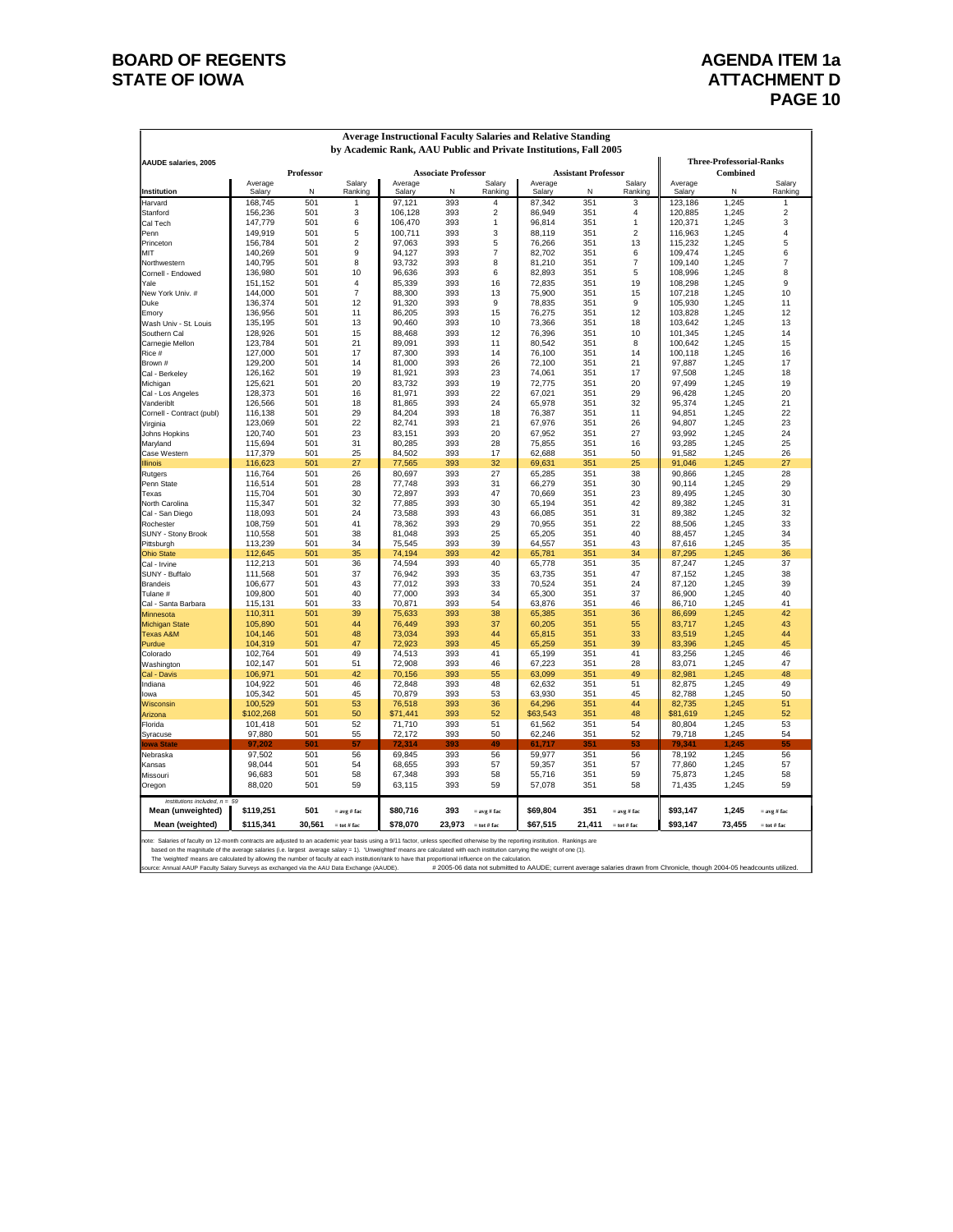BOARD OF REGENTS
STATE OF IOWA

AGENDA ITEM 1a
ATTACHMENT D

## Average Instructional Faculty Salaries and Relative Standing by Academic Rank, AAU Public and Private Institutions, Fall 2005

AAUDE salaries, 2005

| Institution | Professor Average Salary | Professor N | Professor Salary Ranking | Associate Professor Average Salary | Associate Professor N | Associate Professor Salary Ranking | Assistant Professor Average Salary | Assistant Professor N | Assistant Professor Salary Ranking | Three-Professorial-Ranks Combined Average Salary | Combined N | Combined Salary Ranking |
|---|---|---|---|---|---|---|---|---|---|---|---|---|
| Harvard | 168,745 | 501 | 1 | 97,121 | 393 | 4 | 87,342 | 351 | 3 | 123,186 | 1,245 | 1 |
| Stanford | 156,236 | 501 | 3 | 106,128 | 393 | 2 | 86,949 | 351 | 4 | 120,885 | 1,245 | 2 |
| Cal Tech | 147,779 | 501 | 6 | 106,470 | 393 | 1 | 96,814 | 351 | 1 | 120,371 | 1,245 | 3 |
| Penn | 149,919 | 501 | 5 | 100,711 | 393 | 3 | 88,119 | 351 | 2 | 116,963 | 1,245 | 4 |
| Princeton | 156,784 | 501 | 2 | 97,063 | 393 | 5 | 76,266 | 351 | 13 | 115,232 | 1,245 | 5 |
| MIT | 140,269 | 501 | 9 | 94,127 | 393 | 7 | 82,702 | 351 | 6 | 109,474 | 1,245 | 6 |
| Northwestern | 140,795 | 501 | 8 | 93,732 | 393 | 8 | 81,210 | 351 | 7 | 109,140 | 1,245 | 7 |
| Cornell - Endowed | 136,980 | 501 | 10 | 96,636 | 393 | 6 | 82,893 | 351 | 5 | 108,996 | 1,245 | 8 |
| Yale | 151,152 | 501 | 4 | 85,339 | 393 | 16 | 72,835 | 351 | 19 | 108,298 | 1,245 | 9 |
| New York Univ. # | 144,000 | 501 | 7 | 88,300 | 393 | 13 | 75,900 | 351 | 15 | 107,218 | 1,245 | 10 |
| Duke | 136,374 | 501 | 12 | 91,320 | 393 | 9 | 78,835 | 351 | 9 | 105,930 | 1,245 | 11 |
| Emory | 136,956 | 501 | 11 | 86,205 | 393 | 15 | 76,275 | 351 | 12 | 103,828 | 1,245 | 12 |
| Wash Univ - St. Louis | 135,195 | 501 | 13 | 90,460 | 393 | 10 | 73,366 | 351 | 18 | 103,642 | 1,245 | 13 |
| Southern Cal | 128,926 | 501 | 15 | 88,468 | 393 | 12 | 76,396 | 351 | 10 | 101,345 | 1,245 | 14 |
| Carnegie Mellon | 123,784 | 501 | 21 | 89,091 | 393 | 11 | 80,542 | 351 | 8 | 100,642 | 1,245 | 15 |
| Rice # | 127,000 | 501 | 17 | 87,300 | 393 | 14 | 76,100 | 351 | 14 | 100,118 | 1,245 | 16 |
| Brown # | 129,200 | 501 | 14 | 81,000 | 393 | 26 | 72,100 | 351 | 21 | 97,887 | 1,245 | 17 |
| Cal - Berkeley | 126,162 | 501 | 19 | 81,921 | 393 | 23 | 74,061 | 351 | 17 | 97,508 | 1,245 | 18 |
| Michigan | 125,621 | 501 | 20 | 83,732 | 393 | 19 | 72,775 | 351 | 20 | 97,499 | 1,245 | 19 |
| Cal - Los Angeles | 128,373 | 501 | 16 | 81,971 | 393 | 22 | 67,021 | 351 | 29 | 96,428 | 1,245 | 20 |
| Vanderiblt | 126,566 | 501 | 18 | 81,865 | 393 | 24 | 65,978 | 351 | 32 | 95,374 | 1,245 | 21 |
| Cornell - Contract (publ) | 116,138 | 501 | 29 | 84,204 | 393 | 18 | 76,387 | 351 | 11 | 94,851 | 1,245 | 22 |
| Virginia | 123,069 | 501 | 22 | 82,741 | 393 | 21 | 67,976 | 351 | 26 | 94,807 | 1,245 | 23 |
| Johns Hopkins | 120,740 | 501 | 23 | 83,151 | 393 | 20 | 67,952 | 351 | 27 | 93,992 | 1,245 | 24 |
| Maryland | 115,694 | 501 | 31 | 80,285 | 393 | 28 | 75,855 | 351 | 16 | 93,285 | 1,245 | 25 |
| Case Western | 117,379 | 501 | 25 | 84,502 | 393 | 17 | 62,688 | 351 | 50 | 91,582 | 1,245 | 26 |
| Illinois | 116,623 | 501 | 27 | 77,565 | 393 | 32 | 69,631 | 351 | 25 | 91,046 | 1,245 | 27 |
| Rutgers | 116,764 | 501 | 26 | 80,697 | 393 | 27 | 65,285 | 351 | 38 | 90,866 | 1,245 | 28 |
| Penn State | 116,514 | 501 | 28 | 77,748 | 393 | 31 | 66,279 | 351 | 30 | 90,114 | 1,245 | 29 |
| Texas | 115,704 | 501 | 30 | 72,897 | 393 | 47 | 70,669 | 351 | 23 | 89,495 | 1,245 | 30 |
| North Carolina | 115,347 | 501 | 32 | 77,885 | 393 | 30 | 65,194 | 351 | 42 | 89,382 | 1,245 | 31 |
| Cal - San Diego | 118,093 | 501 | 24 | 73,588 | 393 | 43 | 66,085 | 351 | 31 | 89,382 | 1,245 | 32 |
| Rochester | 108,759 | 501 | 41 | 78,362 | 393 | 29 | 70,955 | 351 | 22 | 88,506 | 1,245 | 33 |
| SUNY - Stony Brook | 110,558 | 501 | 38 | 81,048 | 393 | 25 | 65,205 | 351 | 40 | 88,457 | 1,245 | 34 |
| Pittsburgh | 113,239 | 501 | 34 | 75,545 | 393 | 39 | 64,557 | 351 | 43 | 87,616 | 1,245 | 35 |
| Ohio State | 112,645 | 501 | 35 | 74,194 | 393 | 42 | 65,781 | 351 | 34 | 87,295 | 1,245 | 36 |
| Cal - Irvine | 112,213 | 501 | 36 | 74,594 | 393 | 40 | 65,778 | 351 | 35 | 87,247 | 1,245 | 37 |
| SUNY - Buffalo | 111,568 | 501 | 37 | 76,942 | 393 | 35 | 63,735 | 351 | 47 | 87,152 | 1,245 | 38 |
| Brandeis | 106,677 | 501 | 43 | 77,012 | 393 | 33 | 70,524 | 351 | 24 | 87,120 | 1,245 | 39 |
| Tulane # | 109,800 | 501 | 40 | 77,000 | 393 | 34 | 65,300 | 351 | 37 | 86,900 | 1,245 | 40 |
| Cal - Santa Barbara | 115,131 | 501 | 33 | 70,871 | 393 | 54 | 63,876 | 351 | 46 | 86,710 | 1,245 | 41 |
| Minnesota | 110,311 | 501 | 39 | 75,633 | 393 | 38 | 65,385 | 351 | 36 | 86,699 | 1,245 | 42 |
| Michigan State | 105,890 | 501 | 44 | 76,449 | 393 | 37 | 60,205 | 351 | 55 | 83,717 | 1,245 | 43 |
| Texas A&M | 104,146 | 501 | 48 | 73,034 | 393 | 44 | 65,815 | 351 | 33 | 83,519 | 1,245 | 44 |
| Purdue | 104,319 | 501 | 47 | 72,923 | 393 | 45 | 65,259 | 351 | 39 | 83,396 | 1,245 | 45 |
| Colorado | 102,764 | 501 | 49 | 74,513 | 393 | 41 | 65,199 | 351 | 41 | 83,256 | 1,245 | 46 |
| Washington | 102,147 | 501 | 51 | 72,908 | 393 | 46 | 67,223 | 351 | 28 | 83,071 | 1,245 | 47 |
| Cal - Davis | 106,971 | 501 | 42 | 70,156 | 393 | 55 | 63,099 | 351 | 49 | 82,981 | 1,245 | 48 |
| Indiana | 104,922 | 501 | 46 | 72,848 | 393 | 48 | 62,632 | 351 | 51 | 82,875 | 1,245 | 49 |
| Iowa | 105,342 | 501 | 45 | 70,879 | 393 | 53 | 63,930 | 351 | 45 | 82,788 | 1,245 | 50 |
| Wisconsin | 100,529 | 501 | 53 | 76,518 | 393 | 36 | 64,296 | 351 | 44 | 82,735 | 1,245 | 51 |
| Arizona | $102,268 | 501 | 50 | $71,441 | 393 | 52 | $63,543 | 351 | 48 | $81,619 | 1,245 | 52 |
| Florida | 101,418 | 501 | 52 | 71,710 | 393 | 51 | 61,562 | 351 | 54 | 80,804 | 1,245 | 53 |
| Syracuse | 97,880 | 501 | 55 | 72,172 | 393 | 50 | 62,246 | 351 | 52 | 79,718 | 1,245 | 54 |
| **Iowa State** | **97,202** | **501** | **57** | **72,314** | **393** | **49** | **61,717** | **351** | **53** | **79,341** | **1,245** | **55** |
| Nebraska | 97,502 | 501 | 56 | 69,845 | 393 | 56 | 59,977 | 351 | 56 | 78,192 | 1,245 | 56 |
| Kansas | 98,044 | 501 | 54 | 68,655 | 393 | 57 | 59,357 | 351 | 57 | 77,860 | 1,245 | 57 |
| Missouri | 96,683 | 501 | 58 | 67,348 | 393 | 58 | 55,716 | 351 | 59 | 75,873 | 1,245 | 58 |
| Oregon | 88,020 | 501 | 59 | 63,115 | 393 | 59 | 57,078 | 351 | 58 | 71,435 | 1,245 | 59 |
| *institutions included, n = 59* | | | | | | | | | | | | |
| **Mean (unweighted)** | **$119,251** | **501** | = avg # fac | **$80,716** | **393** | = avg # fac | **$69,804** | **351** | = avg # fac | **$93,147** | **1,245** | = avg # fac |
| **Mean (weighted)** | **$115,341** | **30,561** | = tot # fac | **$78,070** | **23,973** | = tot # fac | **$67,515** | **21,411** | = tot # fac | **$93,147** | **73,455** | = tot # fac |

note: Salaries of faculty on 12-month contracts are adjusted to an academic year basis using a 9/11 factor, unless specified otherwise by the reporting institution. Rankings are based on the magnitude of the average salaries (i.e. largest average salary = 1). 'Unweighted' means are calculated with each institution carrying the weight of one (1). The 'weighted' means are calculated by allowing the number of faculty at each institution/rank to have that proportional influence on the calculation.

source: Annual AAUP Faculty Salary Surveys as exchanged via the AAU Data Exchange (AAUDE).

# 2005-06 data not submitted to AAUDE; current average salaries drawn from Chronicle, though 2004-05 headcounts utilized.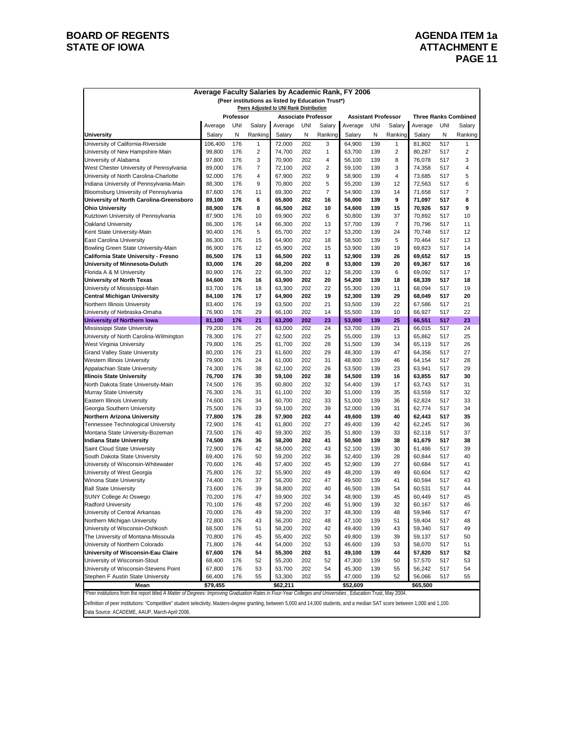**Average Faculty Salaries by Academic Rank, FY 2006**
**(Peer institutions as listed by Education Trust*)**
Peers Adjusted to UNI Rank Distribution

| University | Professor | | | Associate Professor | | | Assistant Professor | | | Three Ranks Combined | | |
|---|---|---|---|---|---|---|---|---|---|---|---|---|
| | Average Salary | UNI N | Salary Ranking | Average Salary | UNI N | Salary Ranking | Average Salary | UNI N | Salary Ranking | Average Salary | UNI N | Salary Ranking |
| University of California-Riverside | 106,400 | 176 | 1 | 72,000 | 202 | 3 | 64,900 | 139 | 1 | 81,802 | 517 | 1 |
| University of New Hampshire-Main | 99,800 | 176 | 2 | 74,700 | 202 | 1 | 63,700 | 139 | 2 | 80,287 | 517 | 2 |
| University of Alabama | 97,800 | 176 | 3 | 70,900 | 202 | 4 | 56,100 | 139 | 8 | 76,078 | 517 | 3 |
| West Chester University of Pennsylvania | 89,000 | 176 | 7 | 72,100 | 202 | 2 | 59,100 | 139 | 3 | 74,358 | 517 | 4 |
| University of North Carolina-Charlotte | 92,000 | 176 | 4 | 67,900 | 202 | 9 | 58,900 | 139 | 4 | 73,685 | 517 | 5 |
| Indiana University of Pennsylvania-Main | 88,300 | 176 | 9 | 70,800 | 202 | 5 | 55,200 | 139 | 12 | 72,563 | 517 | 6 |
| Bloomsburg University of Pennsylvania | 87,600 | 176 | 11 | 69,300 | 202 | 7 | 54,900 | 139 | 14 | 71,658 | 517 | 7 |
| **University of North Carolina-Greensboro** | **89,100** | **176** | **6** | **65,800** | **202** | **16** | **56,000** | **139** | **9** | **71,097** | **517** | **8** |
| **Ohio University** | **88,900** | **176** | **8** | **66,500** | **202** | **10** | **54,600** | **139** | **15** | **70,926** | **517** | **9** |
| Kutztown University of Pennsylvania | 87,900 | 176 | 10 | 69,900 | 202 | 6 | 50,800 | 139 | 37 | 70,892 | 517 | 10 |
| Oakland University | 86,300 | 176 | 14 | 66,300 | 202 | 13 | 57,700 | 139 | 7 | 70,796 | 517 | 11 |
| Kent State University-Main | 90,400 | 176 | 5 | 65,700 | 202 | 17 | 53,200 | 139 | 24 | 70,748 | 517 | 12 |
| East Carolina University | 86,300 | 176 | 15 | 64,900 | 202 | 18 | 58,500 | 139 | 5 | 70,464 | 517 | 13 |
| Bowling Green State University-Main | 86,900 | 176 | 12 | 65,900 | 202 | 15 | 53,900 | 139 | 19 | 69,823 | 517 | 14 |
| **California State University - Fresno** | **86,500** | **176** | **13** | **66,500** | **202** | **11** | **52,900** | **139** | **26** | **69,652** | **517** | **15** |
| **University of Minnesota-Duluth** | **83,000** | **176** | **20** | **68,200** | **202** | **8** | **53,800** | **139** | **20** | **69,367** | **517** | **16** |
| Florida A & M University | 80,900 | 176 | 22 | 66,300 | 202 | 12 | 58,200 | 139 | 6 | 69,092 | 517 | 17 |
| **University of North Texas** | **84,600** | **176** | **16** | **63,900** | **202** | **20** | **54,200** | **139** | **18** | **68,339** | **517** | **18** |
| University of Mississippi-Main | 83,700 | 176 | 18 | 63,300 | 202 | 22 | 55,300 | 139 | 11 | 68,094 | 517 | 19 |
| **Central Michigan University** | **84,100** | **176** | **17** | **64,900** | **202** | **19** | **52,300** | **139** | **29** | **68,049** | **517** | **20** |
| Northern Illinois University | 83,400 | 176 | 19 | 63,500 | 202 | 21 | 53,500 | 139 | 22 | 67,586 | 517 | 21 |
| University of Nebraska-Omaha | 76,900 | 176 | 29 | 66,100 | 202 | 14 | 55,500 | 139 | 10 | 66,927 | 517 | 22 |
| **University of Northern Iowa** | **81,100** | **176** | **21** | **63,200** | **202** | **23** | **53,000** | **139** | **25** | **66,551** | **517** | **23** |
| Mississippi State University | 79,200 | 176 | 26 | 63,000 | 202 | 24 | 53,700 | 139 | 21 | 66,015 | 517 | 24 |
| University of North Carolina-Wilmington | 78,300 | 176 | 27 | 62,500 | 202 | 25 | 55,000 | 139 | 13 | 65,862 | 517 | 25 |
| West Virginia University | 79,800 | 176 | 25 | 61,700 | 202 | 28 | 51,500 | 139 | 34 | 65,119 | 517 | 26 |
| Grand Valley State University | 80,200 | 176 | 23 | 61,600 | 202 | 29 | 48,300 | 139 | 47 | 64,356 | 517 | 27 |
| Western Illinois University | 79,900 | 176 | 24 | 61,000 | 202 | 31 | 48,800 | 139 | 46 | 64,154 | 517 | 28 |
| Appalachian State University | 74,300 | 176 | 38 | 62,100 | 202 | 26 | 53,500 | 139 | 23 | 63,941 | 517 | 29 |
| **Illinois State University** | **76,700** | **176** | **30** | **59,100** | **202** | **38** | **54,500** | **139** | **16** | **63,855** | **517** | **30** |
| North Dakota State University-Main | 74,500 | 176 | 35 | 60,800 | 202 | 32 | 54,400 | 139 | 17 | 63,743 | 517 | 31 |
| Murray State University | 76,300 | 176 | 31 | 61,100 | 202 | 30 | 51,000 | 139 | 35 | 63,559 | 517 | 32 |
| Eastern Illinois University | 74,600 | 176 | 34 | 60,700 | 202 | 33 | 51,000 | 139 | 36 | 62,824 | 517 | 33 |
| Georgia Southern University | 75,500 | 176 | 33 | 59,100 | 202 | 39 | 52,000 | 139 | 31 | 62,774 | 517 | 34 |
| **Northern Arizona University** | **77,800** | **176** | **28** | **57,900** | **202** | **44** | **49,600** | **139** | **40** | **62,443** | **517** | **35** |
| Tennessee Technological University | 72,900 | 176 | 41 | 61,800 | 202 | 27 | 49,400 | 139 | 42 | 62,245 | 517 | 36 |
| Montana State University-Bozeman | 73,500 | 176 | 40 | 59,300 | 202 | 35 | 51,800 | 139 | 33 | 62,118 | 517 | 37 |
| **Indiana State University** | **74,500** | **176** | **36** | **58,200** | **202** | **41** | **50,500** | **139** | **38** | **61,679** | **517** | **38** |
| Saint Cloud State University | 72,900 | 176 | 42 | 58,000 | 202 | 43 | 52,100 | 139 | 30 | 61,486 | 517 | 39 |
| South Dakota State University | 69,400 | 176 | 50 | 59,200 | 202 | 36 | 52,400 | 139 | 28 | 60,844 | 517 | 40 |
| University of Wisconsin-Whitewater | 70,600 | 176 | 46 | 57,400 | 202 | 45 | 52,900 | 139 | 27 | 60,684 | 517 | 41 |
| University of West Georgia | 75,800 | 176 | 32 | 55,900 | 202 | 49 | 48,200 | 139 | 49 | 60,604 | 517 | 42 |
| Winona State University | 74,400 | 176 | 37 | 56,200 | 202 | 47 | 49,500 | 139 | 41 | 60,594 | 517 | 43 |
| Ball State University | 73,600 | 176 | 39 | 58,800 | 202 | 40 | 46,500 | 139 | 54 | 60,531 | 517 | 44 |
| SUNY College At Oswego | 70,200 | 176 | 47 | 59,900 | 202 | 34 | 48,900 | 139 | 45 | 60,449 | 517 | 45 |
| Radford University | 70,100 | 176 | 48 | 57,200 | 202 | 46 | 51,900 | 139 | 32 | 60,167 | 517 | 46 |
| University of Central Arkansas | 70,000 | 176 | 49 | 59,200 | 202 | 37 | 48,300 | 139 | 48 | 59,946 | 517 | 47 |
| Northern Michigan University | 72,800 | 176 | 43 | 56,200 | 202 | 48 | 47,100 | 139 | 51 | 59,404 | 517 | 48 |
| University of Wisconsin-Oshkosh | 68,500 | 176 | 51 | 58,200 | 202 | 42 | 49,400 | 139 | 43 | 59,340 | 517 | 49 |
| The University of Montana-Missoula | 70,800 | 176 | 45 | 55,400 | 202 | 50 | 49,800 | 139 | 39 | 59,137 | 517 | 50 |
| University of Northern Colorado | 71,800 | 176 | 44 | 54,000 | 202 | 53 | 46,600 | 139 | 53 | 58,070 | 517 | 51 |
| **University of Wisconsin-Eau Claire** | **67,600** | **176** | **54** | **55,300** | **202** | **51** | **49,100** | **139** | **44** | **57,820** | **517** | **52** |
| University of Wisconsin-Stout | 68,400 | 176 | 52 | 55,200 | 202 | 52 | 47,300 | 139 | 50 | 57,570 | 517 | 53 |
| University of Wisconsin-Stevens Point | 67,800 | 176 | 53 | 53,700 | 202 | 54 | 45,300 | 139 | 55 | 56,242 | 517 | 54 |
| Stephen F Austin State University | 66,400 | 176 | 55 | 53,300 | 202 | 55 | 47,000 | 139 | 52 | 56,066 | 517 | 55 |
| **Mean** | **$79,455** | | | **$62,211** | | | **$52,609** | | | **$65,500** | | |

*Peer institutions from the report titled *A Matter of Degrees: Improving Graduation Rates in Four-Year Colleges and Universities*, Education Trust, May 2004.

Definition of peer institutions: "Competitive" student selectivity, Masters-degree granting, between 5,000 and 14,000 students, and a median SAT score between 1,000 and 1,100.

Data Source: ACADEME, AAUP, March-April 2006.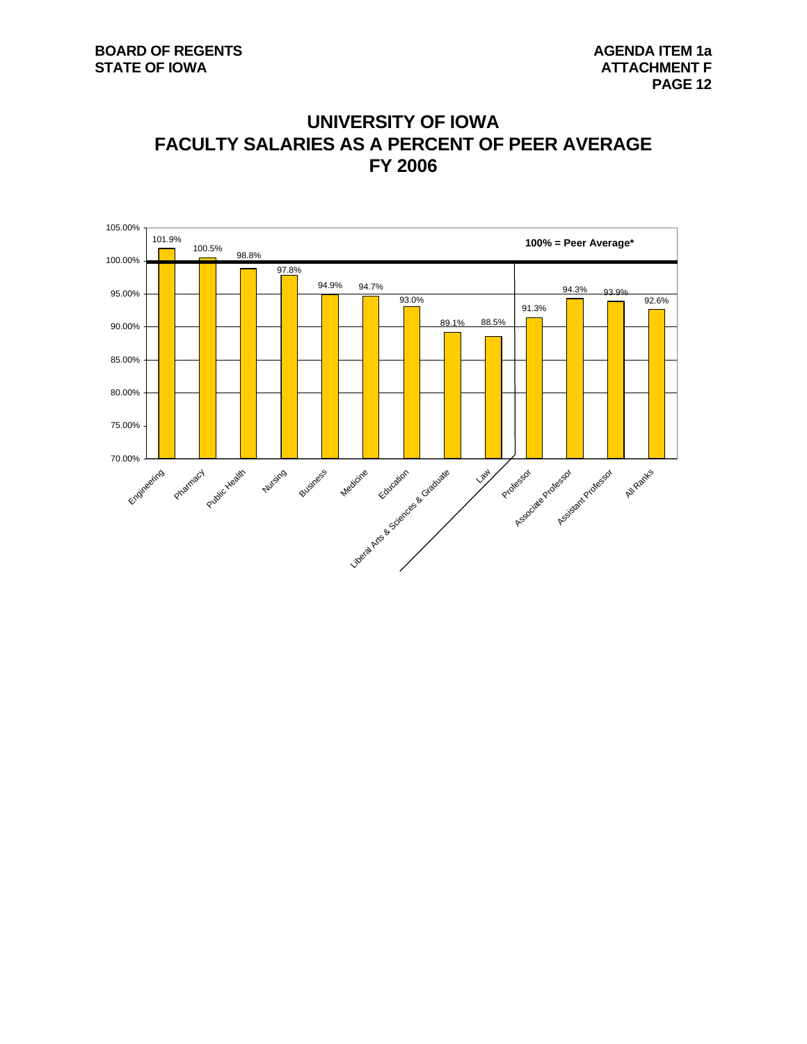# UNIVERSITY OF IOWA
# FACULTY SALARIES AS A PERCENT OF PEER AVERAGE
# FY 2006

100% = Peer Average*

| Category | Percent of Peer Average |
|---|---|
| Engineering | 101.9% |
| Pharmacy | 100.5% |
| Public Health | 98.8% |
| Nursing | 97.8% |
| Business | 94.9% |
| Medicine | 94.7% |
| Education | 93.0% |
| Liberal Arts & Sciences & Graduate | 89.1% |
| Law | 88.5% |
| Professor | 91.3% |
| Associate Professor | 94.3% |
| Assistant Professor | 93.9% |
| All Ranks | 92.6% |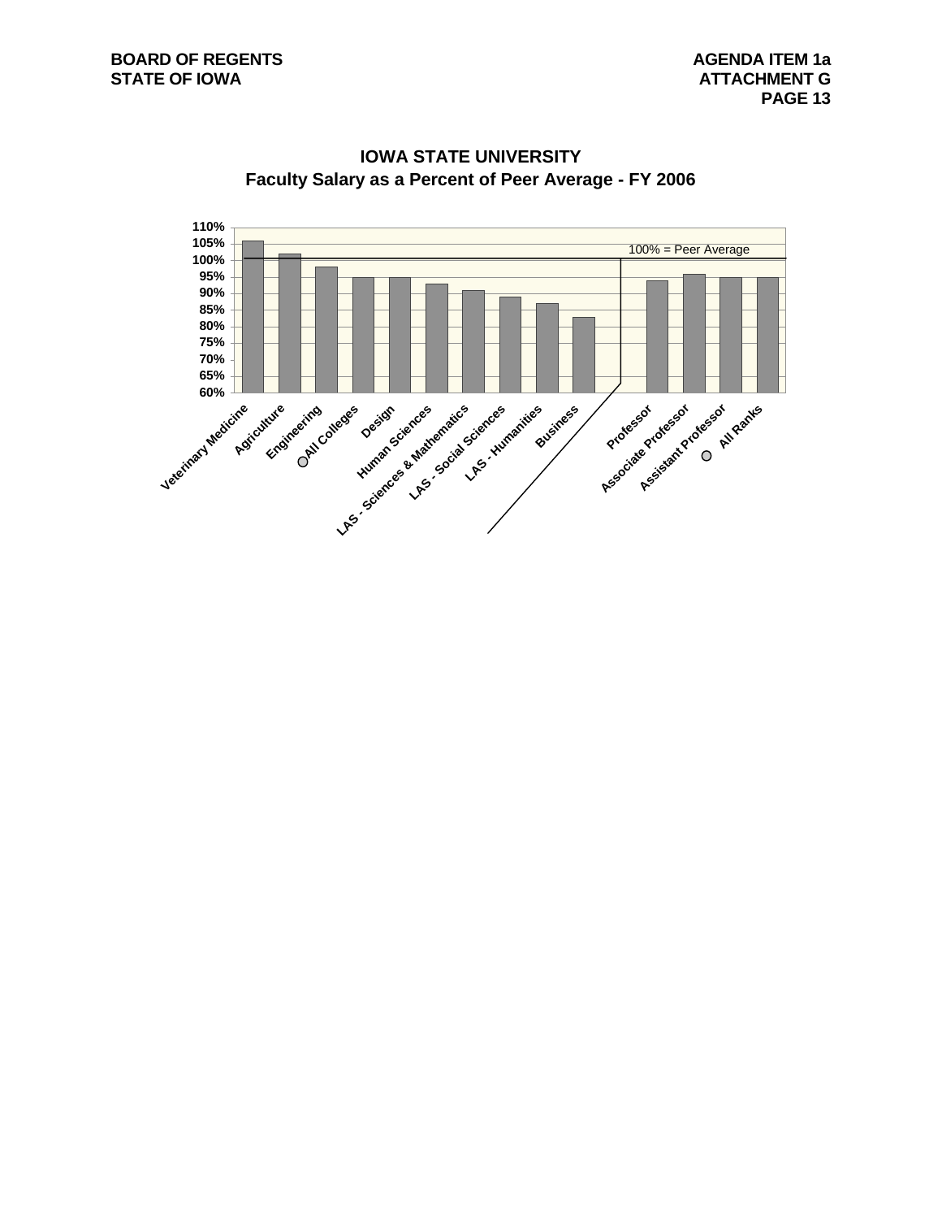## IOWA STATE UNIVERSITY
## Faculty Salary as a Percent of Peer Average - FY 2006

100% = Peer Average

| Category | Percent of Peer Average |
|---|---|
| Veterinary Medicine | 106% |
| Agriculture | 102% |
| Engineering | 98% |
| All Colleges | 95% |
| Design | 95% |
| Human Sciences | 93% |
| LAS - Sciences & Mathematics | 91% |
| LAS - Social Sciences | 89% |
| LAS - Humanities | 87% |
| Business | 83% |
| Professor | 94% |
| Associate Professor | 96% |
| Assistant Professor | 95% |
| All Ranks | 95% |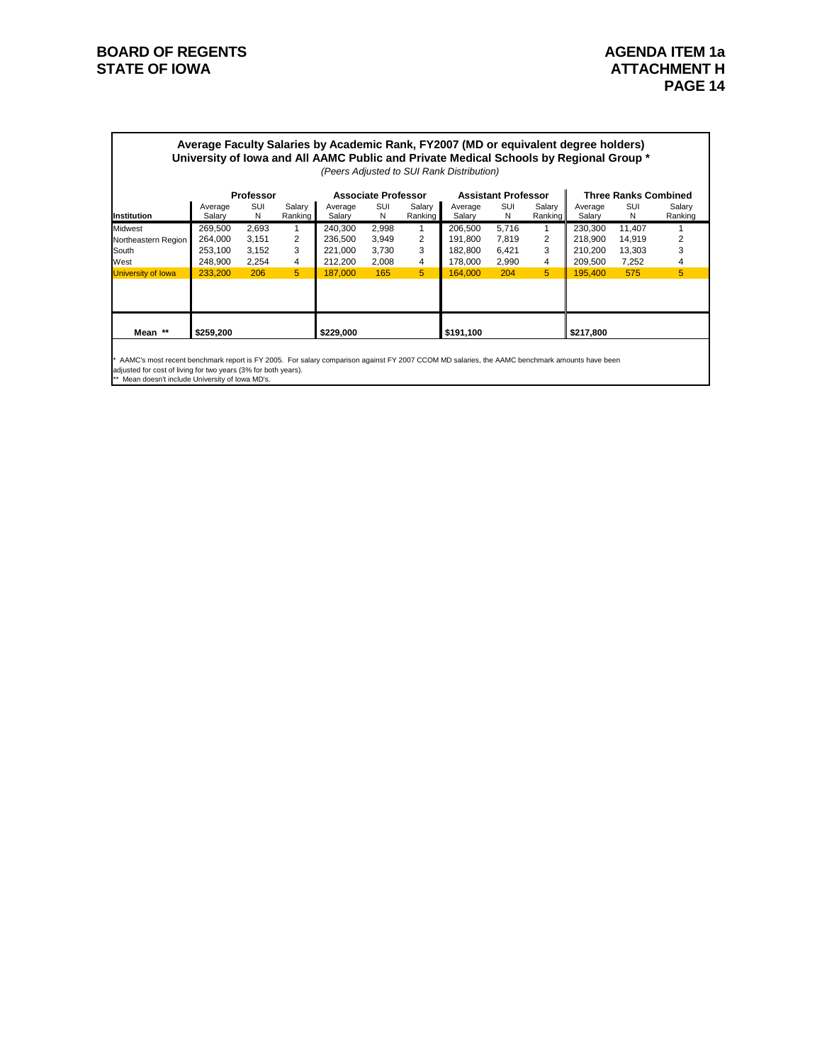## Average Faculty Salaries by Academic Rank, FY2007 (MD or equivalent degree holders)
## University of Iowa and All AAMC Public and Private Medical Schools by Regional Group *

*(Peers Adjusted to SUI Rank Distribution)*

| | Professor | | | Associate Professor | | | Assistant Professor | | | Three Ranks Combined | | |
|---|---|---|---|---|---|---|---|---|---|---|---|---|
| Institution | Average Salary | SUI N | Salary Ranking | Average Salary | SUI N | Salary Ranking | Average Salary | SUI N | Salary Ranking | Average Salary | SUI N | Salary Ranking |
| Midwest | 269,500 | 2,693 | 1 | 240,300 | 2,998 | 1 | 206,500 | 5,716 | 1 | 230,300 | 11,407 | 1 |
| Northeastern Region | 264,000 | 3,151 | 2 | 236,500 | 3,949 | 2 | 191,800 | 7,819 | 2 | 218,900 | 14,919 | 2 |
| South | 253,100 | 3,152 | 3 | 221,000 | 3,730 | 3 | 182,800 | 6,421 | 3 | 210,200 | 13,303 | 3 |
| West | 248,900 | 2,254 | 4 | 212,200 | 2,008 | 4 | 178,000 | 2,990 | 4 | 209,500 | 7,252 | 4 |
| University of Iowa | 233,200 | 206 | 5 | 187,000 | 165 | 5 | 164,000 | 204 | 5 | 195,400 | 575 | 5 |
| **Mean \*\*** | **$259,200** | | | **$229,000** | | | **$191,100** | | | **$217,800** | | |

\* AAMC's most recent benchmark report is FY 2005. For salary comparison against FY 2007 CCOM MD salaries, the AAMC benchmark amounts have been adjusted for cost of living for two years (3% for both years).

\*\* Mean doesn't include University of Iowa MD's.